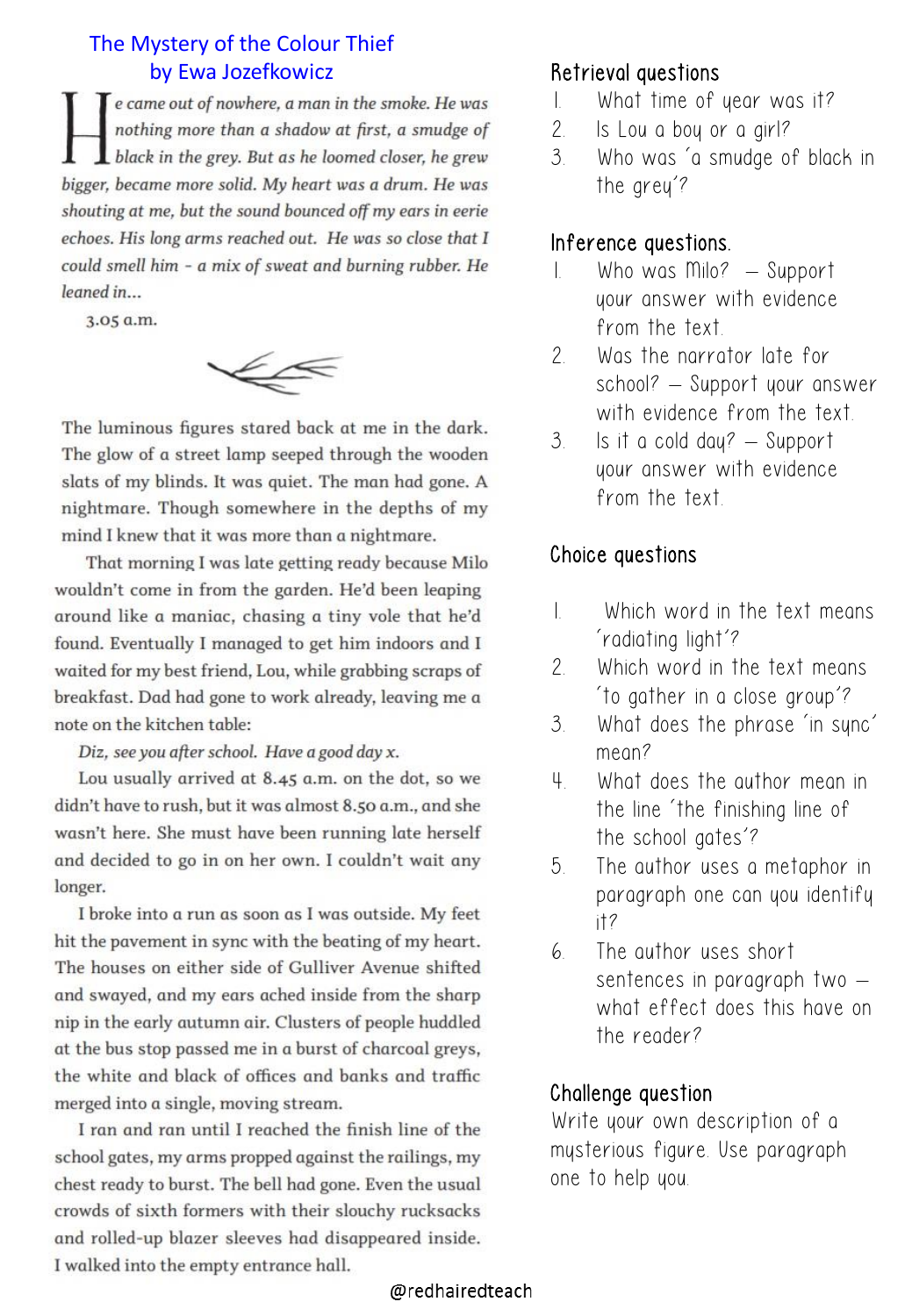# The Mystery of the Colour Thief

by Ewa Jozefkowicz

*He came out of nowhere, a man in the smoke. He was nothing more than a shadow at first, a smudge of black in the grey. But as he loomed closer, he grew bigger, became more solid. My heart was a drum. He was shouting at me, but the sound bounced off my ears in eerie echoes. His long arms reached out. He was so close that I could smell him - a mix of sweat and burning rubber. He leaned in...*

3.05 a.m.

The luminous figures stared back at me in the dark. The glow of a street lamp seeped through the wooden slats of my blinds. It was quiet. The man had gone. A nightmare. Though somewhere in the depths of my mind I knew that it was more than a nightmare.

That morning I was late getting ready because Milo wouldn't come in from the garden. He'd been leaping around like a maniac, chasing a tiny vole that he'd found. Eventually I managed to get him indoors and I waited for my best friend, Lou, while grabbing scraps of breakfast. Dad had gone to work already, leaving me a note on the kitchen table:

*Diz, see you after school. Have a good day x.*

Lou usually arrived at 8.45 a.m. on the dot, so we didn't have to rush, but it was almost 8.50 a.m., and she wasn't here. She must have been running late herself and decided to go in on her own. I couldn't wait any longer.

I broke into a run as soon as I was outside. My feet hit the pavement in sync with the beating of my heart. The houses on either side of Gulliver Avenue shifted and swayed, and my ears ached inside from the sharp nip in the early autumn air. Clusters of people huddled at the bus stop passed me in a burst of charcoal greys, the white and black of offices and banks and traffic merged into a single, moving stream.

I ran and ran until I reached the finish line of the school gates, my arms propped against the railings, my chest ready to burst. The bell had gone. Even the usual crowds of sixth formers with their slouchy rucksacks and rolled-up blazer sleeves had disappeared inside. I walked into the empty entrance hall.

## Retrieval questions

1. What time of year was it?
2. Is Lou a boy or a girl?
3. Who was 'a smudge of black in the grey'?

## Inference questions.

1. Who was Milo? – Support your answer with evidence from the text.
2. Was the narrator late for school? – Support your answer with evidence from the text.
3. Is it a cold day? – Support your answer with evidence from the text.

## Choice questions

1. Which word in the text means 'radiating light'?
2. Which word in the text means 'to gather in a close group'?
3. What does the phrase 'in sync' mean?
4. What does the author mean in the line 'the finishing line of the school gates'?
5. The author uses a metaphor in paragraph one can you identify it?
6. The author uses short sentences in paragraph two – what effect does this have on the reader?

## Challenge question

Write your own description of a mysterious figure. Use paragraph one to help you.

@redhairedteach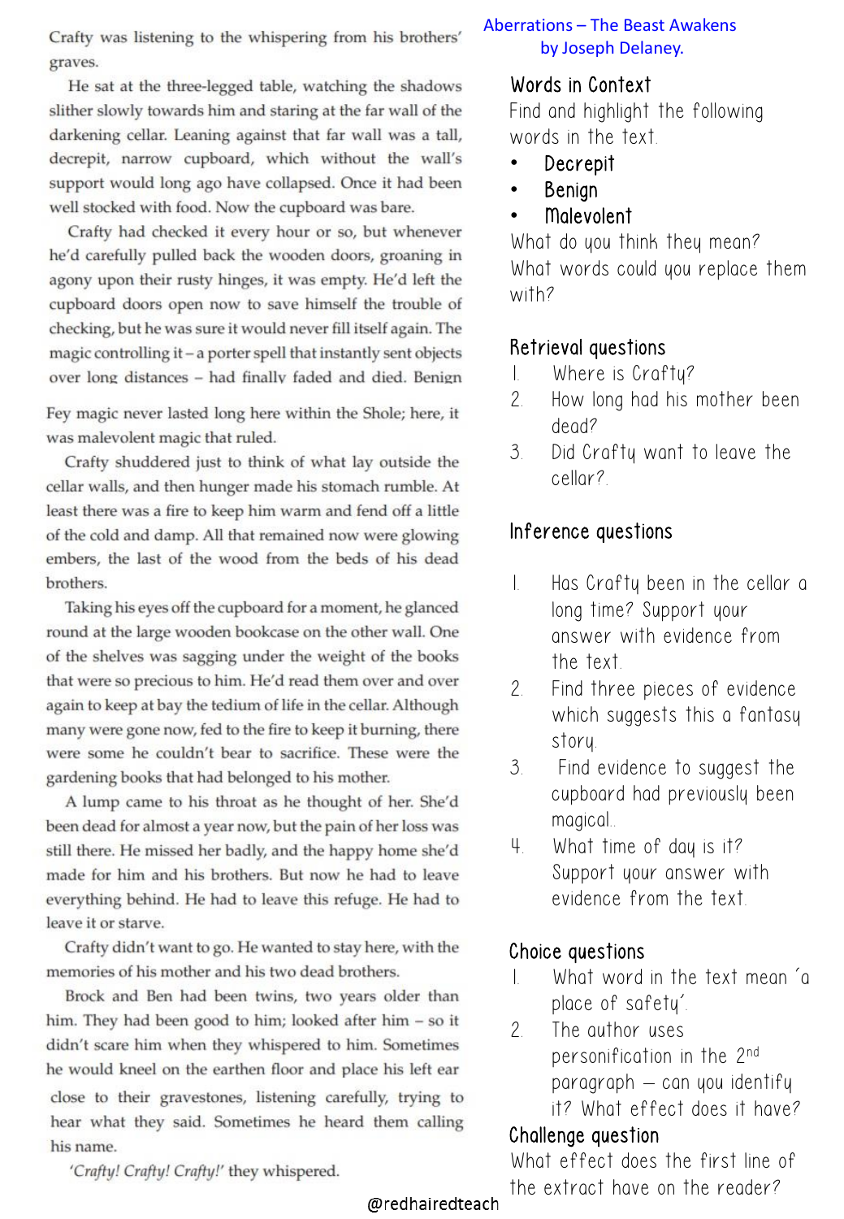Crafty was listening to the whispering from his brothers' graves.

He sat at the three-legged table, watching the shadows slither slowly towards him and staring at the far wall of the darkening cellar. Leaning against that far wall was a tall, decrepit, narrow cupboard, which without the wall's support would long ago have collapsed. Once it had been well stocked with food. Now the cupboard was bare.

Crafty had checked it every hour or so, but whenever he'd carefully pulled back the wooden doors, groaning in agony upon their rusty hinges, it was empty. He'd left the cupboard doors open now to save himself the trouble of checking, but he was sure it would never fill itself again. The magic controlling it – a porter spell that instantly sent objects over long distances – had finally faded and died. Benign

Fey magic never lasted long here within the Shole; here, it was malevolent magic that ruled.

Crafty shuddered just to think of what lay outside the cellar walls, and then hunger made his stomach rumble. At least there was a fire to keep him warm and fend off a little of the cold and damp. All that remained now were glowing embers, the last of the wood from the beds of his dead brothers.

Taking his eyes off the cupboard for a moment, he glanced round at the large wooden bookcase on the other wall. One of the shelves was sagging under the weight of the books that were so precious to him. He'd read them over and over again to keep at bay the tedium of life in the cellar. Although many were gone now, fed to the fire to keep it burning, there were some he couldn't bear to sacrifice. These were the gardening books that had belonged to his mother.

A lump came to his throat as he thought of her. She'd been dead for almost a year now, but the pain of her loss was still there. He missed her badly, and the happy home she'd made for him and his brothers. But now he had to leave everything behind. He had to leave this refuge. He had to leave it or starve.

Crafty didn't want to go. He wanted to stay here, with the memories of his mother and his two dead brothers.

Brock and Ben had been twins, two years older than him. They had been good to him; looked after him – so it didn't scare him when they whispered to him. Sometimes he would kneel on the earthen floor and place his left ear close to their gravestones, listening carefully, trying to hear what they said. Sometimes he heard them calling his name.

*'Crafty! Crafty! Crafty!'* they whispered.

Aberrations – The Beast Awakens
by Joseph Delaney.

## Words in Context

Find and highlight the following words in the text.

- Decrepit
- Benign
- Malevolent

What do you think they mean?

What words could you replace them with?

## Retrieval questions

1. Where is Crafty?
2. How long had his mother been dead?
3. Did Crafty want to leave the cellar?

## Inference questions

1. Has Crafty been in the cellar a long time? Support your answer with evidence from the text.
2. Find three pieces of evidence which suggests this a fantasy story.
3. Find evidence to suggest the cupboard had previously been magical..
4. What time of day is it? Support your answer with evidence from the text.

## Choice questions

1. What word in the text mean 'a place of safety'.
2. The author uses personification in the 2nd paragraph – can you identify it? What effect does it have?

## Challenge question

What effect does the first line of the extract have on the reader?

@redhairedteach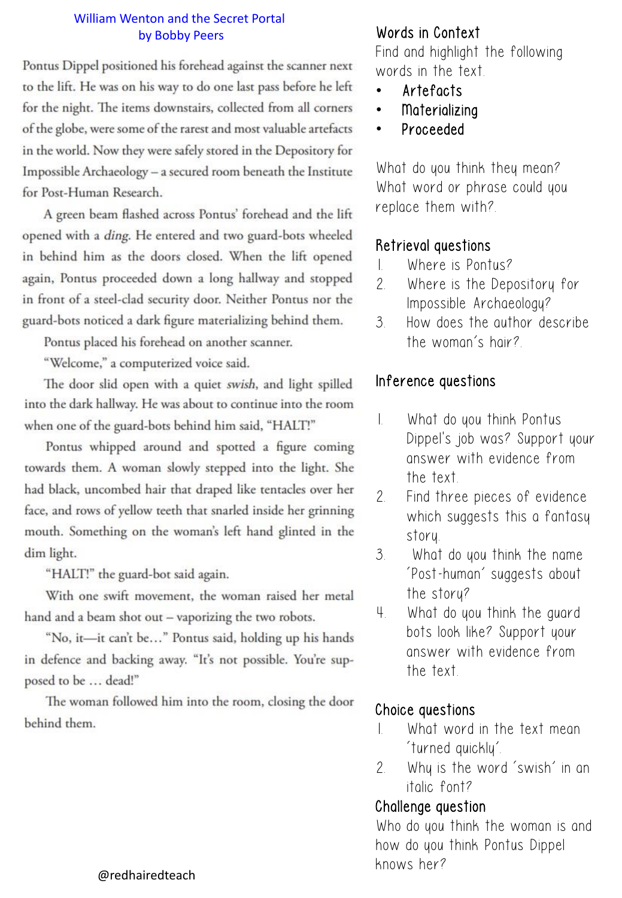William Wenton and the Secret Portal
by Bobby Peers

Pontus Dippel positioned his forehead against the scanner next to the lift. He was on his way to do one last pass before he left for the night. The items downstairs, collected from all corners of the globe, were some of the rarest and most valuable artefacts in the world. Now they were safely stored in the Depository for Impossible Archaeology – a secured room beneath the Institute for Post-Human Research.

A green beam flashed across Pontus' forehead and the lift opened with a *ding*. He entered and two guard-bots wheeled in behind him as the doors closed. When the lift opened again, Pontus proceeded down a long hallway and stopped in front of a steel-clad security door. Neither Pontus nor the guard-bots noticed a dark figure materializing behind them.

Pontus placed his forehead on another scanner.

"Welcome," a computerized voice said.

The door slid open with a quiet *swish*, and light spilled into the dark hallway. He was about to continue into the room when one of the guard-bots behind him said, "HALT!"

Pontus whipped around and spotted a figure coming towards them. A woman slowly stepped into the light. She had black, uncombed hair that draped like tentacles over her face, and rows of yellow teeth that snarled inside her grinning mouth. Something on the woman's left hand glinted in the dim light.

"HALT!" the guard-bot said again.

With one swift movement, the woman raised her metal hand and a beam shot out – vaporizing the two robots.

"No, it—it can't be…" Pontus said, holding up his hands in defence and backing away. "It's not possible. You're supposed to be … dead!"

The woman followed him into the room, closing the door behind them.

@redhairedteach

## Words in Context

Find and highlight the following words in the text.

- Artefacts
- Materializing
- Proceeded

What do you think they mean? What word or phrase could you replace them with?

## Retrieval questions

1. Where is Pontus?
2. Where is the Depository for Impossible Archaeology?
3. How does the author describe the woman's hair?

## Inference questions

1. What do you think Pontus Dippel's job was? Support your answer with evidence from the text.
2. Find three pieces of evidence which suggests this a fantasy story.
3. What do you think the name 'Post-human' suggests about the story?
4. What do you think the guard bots look like? Support your answer with evidence from the text.

## Choice questions

1. What word in the text mean 'turned quickly'.
2. Why is the word 'swish' in an italic font?

## Challenge question

Who do you think the woman is and how do you think Pontus Dippel knows her?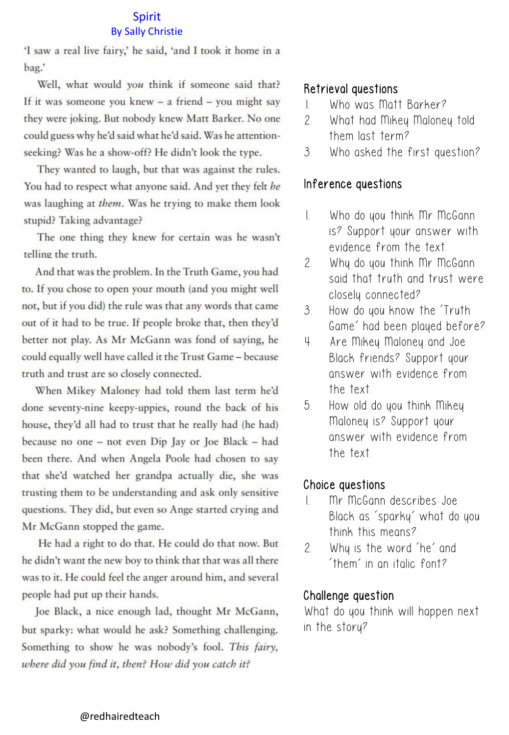# Spirit

By Sally Christie

'I saw a real live fairy,' he said, 'and I took it home in a bag.'

Well, what would *you* think if someone said that? If it was someone you knew – a friend – you might say they were joking. But nobody knew Matt Barker. No one could guess why he'd said what he'd said. Was he attention-seeking? Was he a show-off? He didn't look the type.

They wanted to laugh, but that was against the rules. You had to respect what anyone said. And yet they felt *he* was laughing at *them*. Was he trying to make them look stupid? Taking advantage?

The one thing they knew for certain was he wasn't telling the truth.

And that was the problem. In the Truth Game, you had to. If you chose to open your mouth (and you might well not, but if you did) the rule was that any words that came out of it had to be true. If people broke that, then they'd better not play. As Mr McGann was fond of saying, he could equally well have called it the Trust Game – because truth and trust are so closely connected.

When Mikey Maloney had told them last term he'd done seventy-nine keepy-uppies, round the back of his house, they'd all had to trust that he really had (he had) because no one – not even Dip Jay or Joe Black – had been there. And when Angela Poole had chosen to say that she'd watched her grandpa actually die, she was trusting them to be understanding and ask only sensitive questions. They did, but even so Ange started crying and Mr McGann stopped the game.

He had a right to do that. He could do that now. But he didn't want the new boy to think that that was all there was to it. He could feel the anger around him, and several people had put up their hands.

Joe Black, a nice enough lad, thought Mr McGann, but sparky: what would he ask? Something challenging. Something to show he was nobody's fool. *This fairy, where did you find it, then? How did you catch it?*

## Retrieval questions

1. Who was Matt Barker?
2. What had Mikey Maloney told them last term?
3. Who asked the first question?

## Inference questions

1. Who do you think Mr McGann is? Support your answer with evidence from the text.
2. Why do you think Mr McGann said that truth and trust were closely connected?
3. How do you know the 'Truth Game' had been played before?
4. Are Mikey Maloney and Joe Black friends? Support your answer with evidence from the text.
5. How old do you think Mikey Maloney is? Support your answer with evidence from the text.

## Choice questions

1. Mr McGann describes Joe Black as 'sparky' what do you think this means?
2. Why is the word 'he' and 'them' in an italic font?

## Challenge question

What do you think will happen next in the story?

@redhairedteach